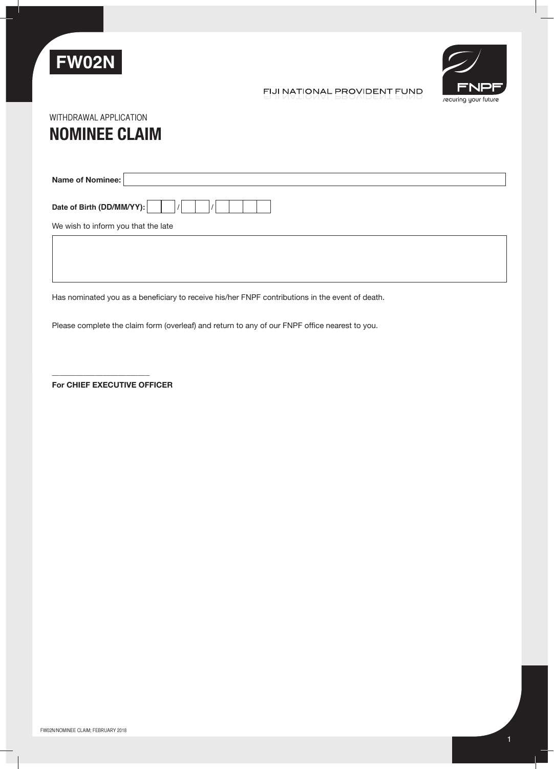**FW02N**

FIJI NATIONAL PROVIDENT FUND

FNPF
securing your future

WITHDRAWAL APPLICATION

# NOMINEE CLAIM

**Name of Nominee:** 

**Date of Birth (DD/MM/YY):** __ __ / __ __ / __ __ __ __

We wish to inform you that the late

Has nominated you as a beneficiary to receive his/her FNPF contributions in the event of death.

Please complete the claim form (overleaf) and return to any of our FNPF office nearest to you.

\_\_\_\_\_\_\_\_\_\_\_\_\_\_\_\_\_\_\_\_\_\_\_\_\_\_

**For CHIEF EXECUTIVE OFFICER**

FW02N/NOMINEE CLAIM; FEBRUARY 2018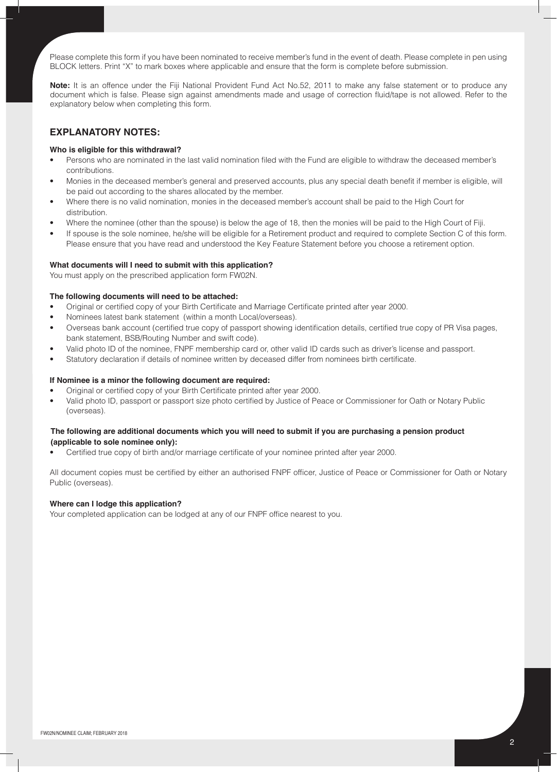Please complete this form if you have been nominated to receive member's fund in the event of death. Please complete in pen using BLOCK letters. Print "X" to mark boxes where applicable and ensure that the form is complete before submission.

**Note:** It is an offence under the Fiji National Provident Fund Act No.52, 2011 to make any false statement or to produce any document which is false. Please sign against amendments made and usage of correction fluid/tape is not allowed. Refer to the explanatory below when completing this form.

## EXPLANATORY NOTES:

**Who is eligible for this withdrawal?**

- Persons who are nominated in the last valid nomination filed with the Fund are eligible to withdraw the deceased member's contributions.
- Monies in the deceased member's general and preserved accounts, plus any special death benefit if member is eligible, will be paid out according to the shares allocated by the member.
- Where there is no valid nomination, monies in the deceased member's account shall be paid to the High Court for distribution.
- Where the nominee (other than the spouse) is below the age of 18, then the monies will be paid to the High Court of Fiji.
- If spouse is the sole nominee, he/she will be eligible for a Retirement product and required to complete Section C of this form. Please ensure that you have read and understood the Key Feature Statement before you choose a retirement option.

**What documents will I need to submit with this application?**

You must apply on the prescribed application form FW02N.

**The following documents will need to be attached:**

- Original or certified copy of your Birth Certificate and Marriage Certificate printed after year 2000.
- Nominees latest bank statement (within a month Local/overseas).
- Overseas bank account (certified true copy of passport showing identification details, certified true copy of PR Visa pages, bank statement, BSB/Routing Number and swift code).
- Valid photo ID of the nominee, FNPF membership card or, other valid ID cards such as driver's license and passport.
- Statutory declaration if details of nominee written by deceased differ from nominees birth certificate.

**If Nominee is a minor the following document are required:**

- Original or certified copy of your Birth Certificate printed after year 2000.
- Valid photo ID, passport or passport size photo certified by Justice of Peace or Commissioner for Oath or Notary Public (overseas).

**The following are additional documents which you will need to submit if you are purchasing a pension product (applicable to sole nominee only):**

- Certified true copy of birth and/or marriage certificate of your nominee printed after year 2000.

All document copies must be certified by either an authorised FNPF officer, Justice of Peace or Commissioner for Oath or Notary Public (overseas).

**Where can I lodge this application?**

Your completed application can be lodged at any of our FNPF office nearest to you.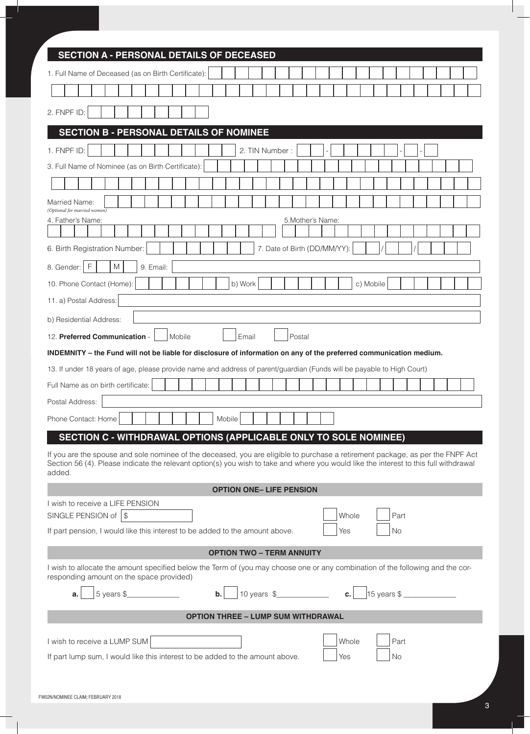## SECTION A - PERSONAL DETAILS OF DECEASED

1. Full Name of Deceased (as on Birth Certificate):

2. FNPF ID:

## SECTION B - PERSONAL DETAILS OF NOMINEE

1. FNPF ID: 2. TIN Number : - - -

3. Full Name of Nominee (as on Birth Certificate):

Married Name:
*(Optional for married women)*

4. Father's Name: 5. Mother's Name:

6. Birth Registration Number: 7. Date of Birth (DD/MM/YY): / /

8. Gender: F M 9. Email:

10. Phone Contact (Home): b) Work c) Mobile

11. a) Postal Address:

b) Residential Address:

12. **Preferred Communication** - Mobile Email Postal

**INDEMNITY – the Fund will not be liable for disclosure of information on any of the preferred communication medium.**

13. If under 18 years of age, please provide name and address of parent/guardian (Funds will be payable to High Court)

Full Name as on birth certificate:

Postal Address:

Phone Contact: Home Mobile

## SECTION C - WITHDRAWAL OPTIONS (APPLICABLE ONLY TO SOLE NOMINEE)

If you are the spouse and sole nominee of the deceased, you are eligible to purchase a retirement package, as per the FNPF Act Section 56 (4). Please indicate the relevant option(s) you wish to take and where you would like the interest to this full withdrawal added.

### OPTION ONE– LIFE PENSION

I wish to receive a LIFE PENSION

SINGLE PENSION of $ Whole Part

If part pension, I would like this interest to be added to the amount above. Yes No

### OPTION TWO – TERM ANNUITY

I wish to allocate the amount specified below the Term of (you may choose one or any combination of the following and the corresponding amount on the space provided)

**a.** 5 years $_____________ **b.** 10 years $_____________ **c.** 15 years $ _____________

### OPTION THREE – LUMP SUM WITHDRAWAL

I wish to receive a LUMP SUM Whole Part

If part lump sum, I would like this interest to be added to the amount above. Yes No

FW02N/NOMINEE CLAIM; FEBRUARY 2018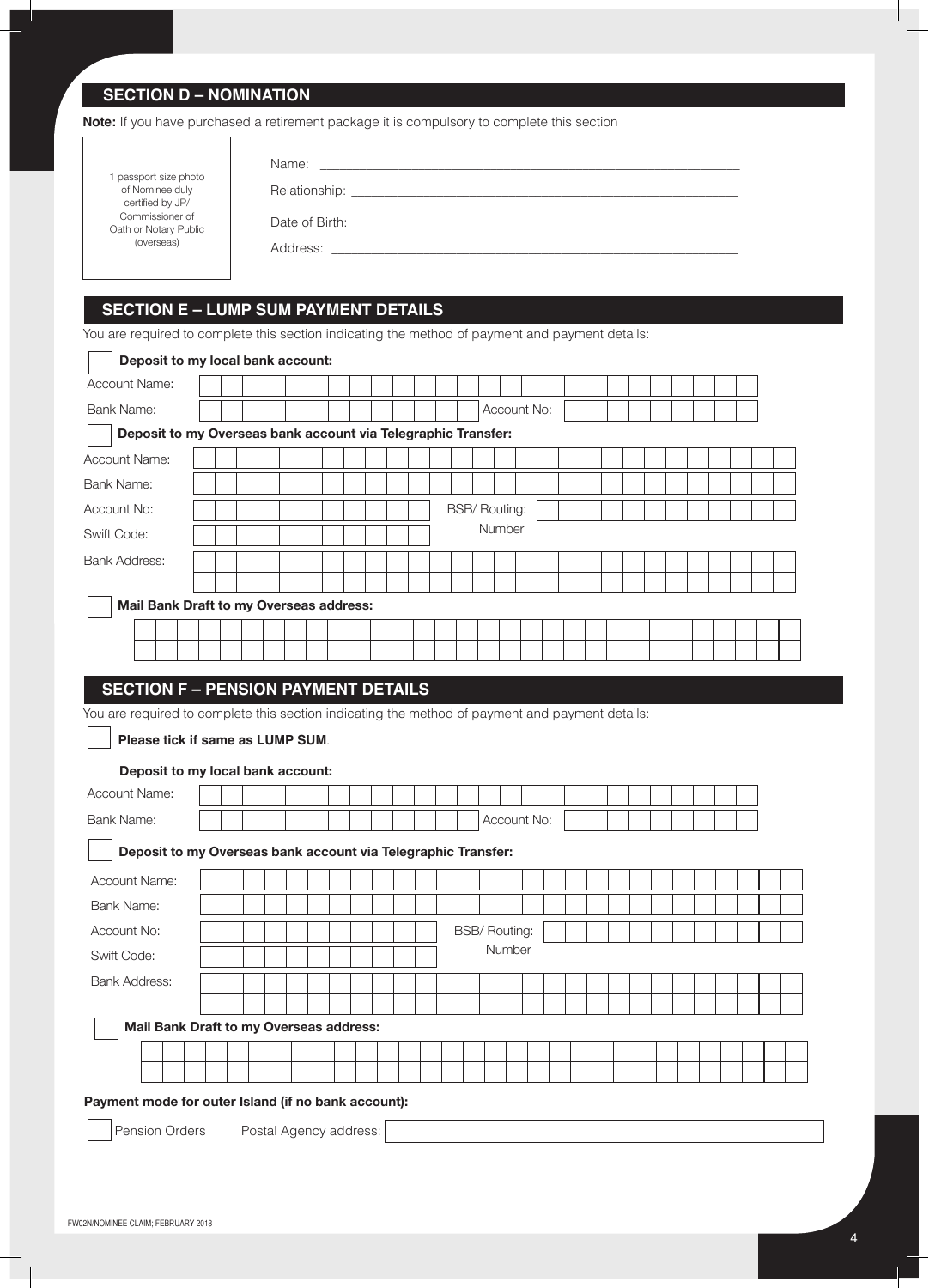## SECTION D – NOMINATION

**Note:** If you have purchased a retirement package it is compulsory to complete this section

1 passport size photo of Nominee duly certified by JP/ Commissioner of Oath or Notary Public (overseas)

Name: ______________________________________________

Relationship: ______________________________________________

Date of Birth: ______________________________________________

Address: ______________________________________________

## SECTION E – LUMP SUM PAYMENT DETAILS

You are required to complete this section indicating the method of payment and payment details:

☐ **Deposit to my local bank account:**

Account Name: ______________________________________________

Bank Name: ____________________ Account No: ____________________

☐ **Deposit to my Overseas bank account via Telegraphic Transfer:**

Account Name: ______________________________________________

Bank Name: ______________________________________________

Account No: ____________________ BSB/ Routing: Number ____________________

Swift Code: ____________________

Bank Address: ______________________________________________

______________________________________________

☐ **Mail Bank Draft to my Overseas address:**

______________________________________________

______________________________________________

## SECTION F – PENSION PAYMENT DETAILS

You are required to complete this section indicating the method of payment and payment details:

☐ **Please tick if same as LUMP SUM**.

**Deposit to my local bank account:**

Account Name: ______________________________________________

Bank Name: ____________________ Account No: ____________________

☐ **Deposit to my Overseas bank account via Telegraphic Transfer:**

Account Name: ______________________________________________

Bank Name: ______________________________________________

Account No: ____________________ BSB/ Routing: Number ____________________

Swift Code: ____________________

Bank Address: ______________________________________________

______________________________________________

☐ **Mail Bank Draft to my Overseas address:**

______________________________________________

______________________________________________

**Payment mode for outer Island (if no bank account):**

☐ Pension Orders Postal Agency address: ______________________________________________

FW02N/NOMINEE CLAIM; FEBRUARY 2018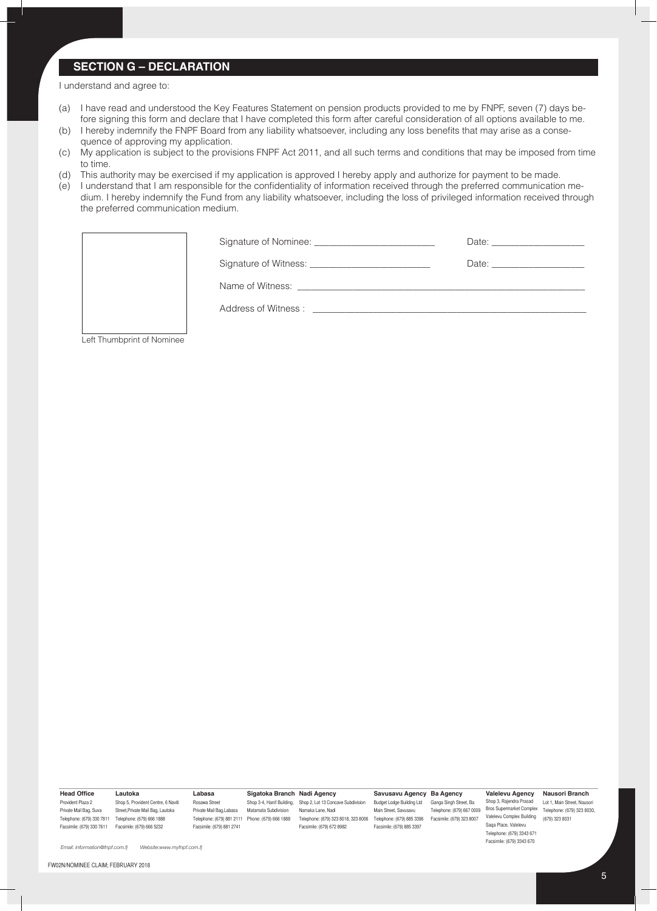## SECTION G – DECLARATION

I understand and agree to:

(a) I have read and understood the Key Features Statement on pension products provided to me by FNPF, seven (7) days before signing this form and declare that I have completed this form after careful consideration of all options available to me.

(b) I hereby indemnify the FNPF Board from any liability whatsoever, including any loss benefits that may arise as a consequence of approving my application.

(c) My application is subject to the provisions FNPF Act 2011, and all such terms and conditions that may be imposed from time to time.

(d) This authority may be exercised if my application is approved I hereby apply and authorize for payment to be made.

(e) I understand that I am responsible for the confidentiality of information received through the preferred communication medium. I hereby indemnify the Fund from any liability whatsoever, including the loss of privileged information received through the preferred communication medium.

Signature of Nominee: ________________________ Date: ___________________

Signature of Witness: ________________________ Date: ___________________

Name of Witness: ____________________________________________________________

Address of Witness : _________________________________________________________

Left Thumbprint of Nominee

| Head Office | Lautoka | Labasa | Sigatoka Branch | Nadi Agency | Savusavu Agency | Ba Agency | Valelevu Agency | Nausori Branch |
|---|---|---|---|---|---|---|---|---|
| Provident Plaza 2<br>Private Mail Bag, Suva<br>Telephone: (679) 330 7811<br>Facsimile: (679) 330 7611 | Shop 5, Provident Centre, 6 Naviti Street,Private Mail Bag, Lautoka<br>Telephone: (679) 666 1888<br>Facsimile: (679) 666 5232 | Rosawa Street<br>Private Mail Bag,Labasa<br>Telephone: (679) 881 2111<br>Facsimile: (679) 881 2741 | Shop 3-4, Hanif Building, Matamata Subdivision<br>Phone: (679) 666 1888 | Shop 2, Lot 13 Concave Subdivision<br>Namaka Lane, Nadi<br>Telephone: (679) 323 8018, 323 8006<br>Facsimile: (679) 672 8982 | Budget Lodge Building Ltd<br>Main Street, Savusavu<br>Telephone: (679) 885 3396<br>Facsimile: (679) 885 3397 | Ganga Singh Street, Ba<br>Telephone: (679) 667 0009<br>Facsimile: (679) 323 8007 | Shop 3, Rajendra Prasad Bros Supermarket Complex<br>Valelevu Complex Building<br>Saqa Place, Valelevu<br>Telephone: (679) 3343 671<br>Facsimile: (679) 3343 670 | Lot 1, Main Street, Nausori<br>Telephone: (679) 323 8030, (679) 323 8031 |

*Email: information@fnpf.com.fj Website:www.myfnpf.com.fj*

FW02N/NOMINEE CLAIM; FEBRUARY 2018